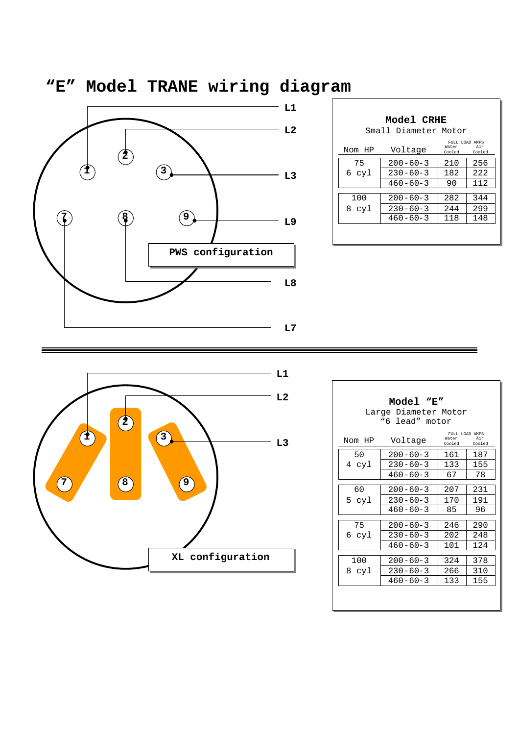# "E" Model TRANE wiring diagram

L1

L2

L3

L9

PWS configuration

L8

L7

**Model CRHE**
Small Diameter Motor

| Nom HP | Voltage | FULL LOAD AMPS Water Cooled | Air Cooled |
|---|---|---|---|
| 75 6 cyl | 200-60-3 | 210 | 256 |
| | 230-60-3 | 182 | 222 |
| | 460-60-3 | 90 | 112 |
| 100 8 cyl | 200-60-3 | 282 | 344 |
| | 230-60-3 | 244 | 299 |
| | 460-60-3 | 118 | 148 |

L1

L2

L3

XL configuration

**Model "E"**
Large Diameter Motor
"6 lead" motor

| Nom HP | Voltage | FULL LOAD AMPS Water Cooled | Air Cooled |
|---|---|---|---|
| 50 4 cyl | 200-60-3 | 161 | 187 |
| | 230-60-3 | 133 | 155 |
| | 460-60-3 | 67 | 78 |
| 60 5 cyl | 200-60-3 | 207 | 231 |
| | 230-60-3 | 170 | 191 |
| | 460-60-3 | 85 | 96 |
| 75 6 cyl | 200-60-3 | 246 | 290 |
| | 230-60-3 | 202 | 248 |
| | 460-60-3 | 101 | 124 |
| 100 8 cyl | 200-60-3 | 324 | 378 |
| | 230-60-3 | 266 | 310 |
| | 460-60-3 | 133 | 155 |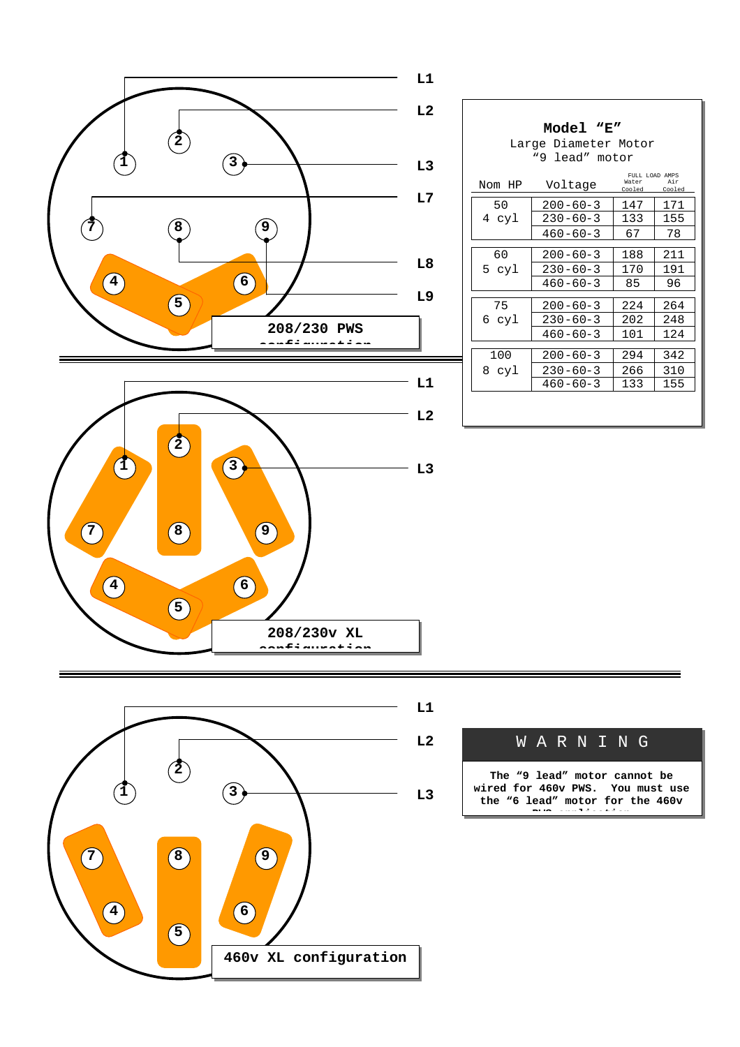L1

L2

L3

L7

L8

L9

1 2 3 7 8 9 4 5 6

208/230 PWS configuration

**Model "E"**
Large Diameter Motor
"9 lead" motor

| Nom HP | Voltage | FULL LOAD AMPS Water Cooled | Air Cooled |
|---|---|---|---|
| 50 4 cyl | 200-60-3 | 147 | 171 |
| | 230-60-3 | 133 | 155 |
| | 460-60-3 | 67 | 78 |
| 60 5 cyl | 200-60-3 | 188 | 211 |
| | 230-60-3 | 170 | 191 |
| | 460-60-3 | 85 | 96 |
| 75 6 cyl | 200-60-3 | 224 | 264 |
| | 230-60-3 | 202 | 248 |
| | 460-60-3 | 101 | 124 |
| 100 8 cyl | 200-60-3 | 294 | 342 |
| | 230-60-3 | 266 | 310 |
| | 460-60-3 | 133 | 155 |

L1

L2

L3

1 2 3 7 8 9 4 5 6

208/230v XL configuration

L1

L2

L3

1 2 3 7 8 9 4 5 6

460v XL configuration

**W A R N I N G**

**The "9 lead" motor cannot be wired for 460v PWS. You must use the "6 lead" motor for the 460v PWS application.**